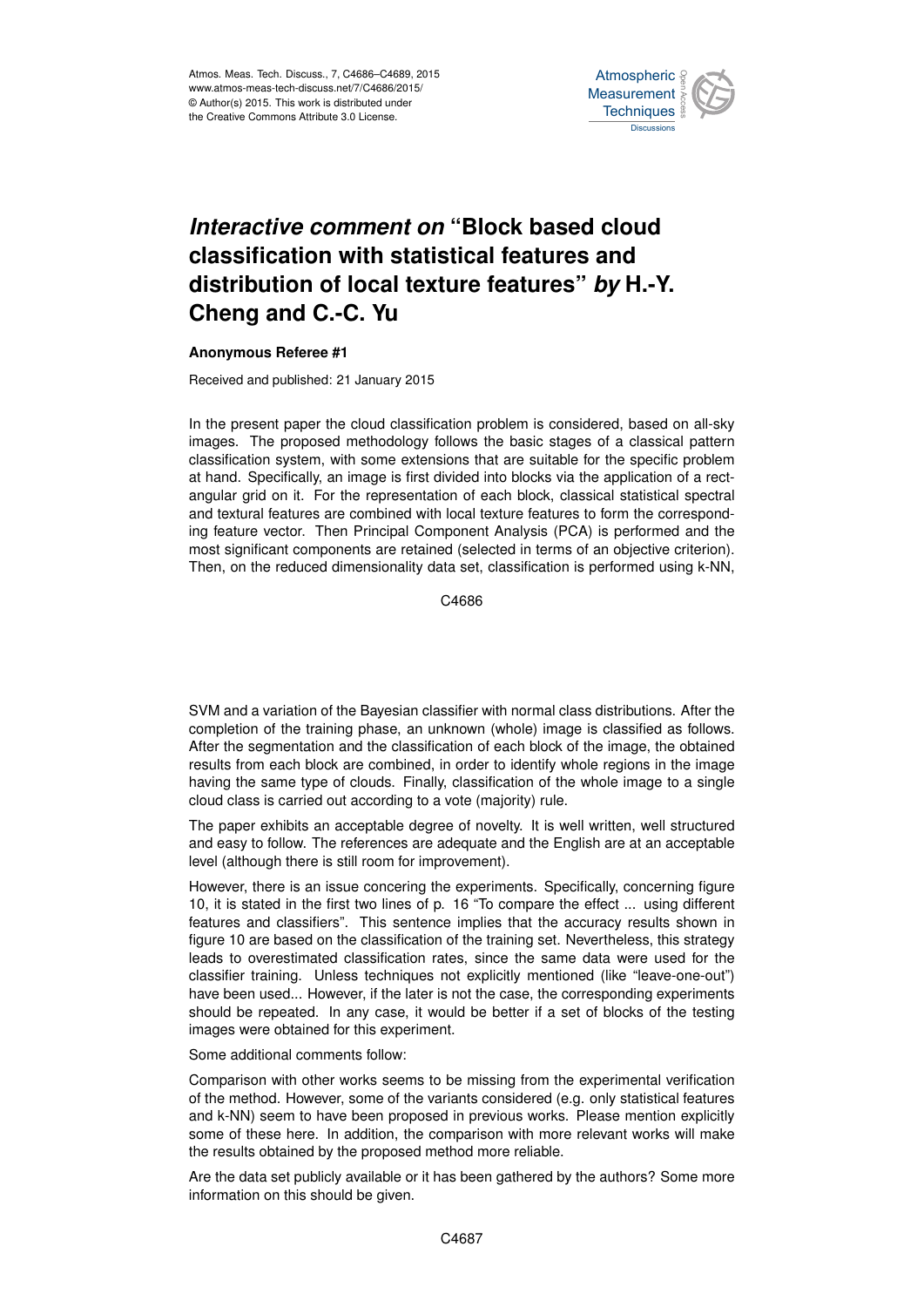# *Interactive comment on* "Block based cloud classification with statistical features and distribution of local texture features" *by* H.-Y. Cheng and C.-C. Yu

**Anonymous Referee #1**

Received and published: 21 January 2015

In the present paper the cloud classification problem is considered, based on all-sky images. The proposed methodology follows the basic stages of a classical pattern classification system, with some extensions that are suitable for the specific problem at hand. Specifically, an image is first divided into blocks via the application of a rectangular grid on it. For the representation of each block, classical statistical spectral and textural features are combined with local texture features to form the corresponding feature vector. Then Principal Component Analysis (PCA) is performed and the most significant components are retained (selected in terms of an objective criterion). Then, on the reduced dimensionality data set, classification is performed using k-NN, SVM and a variation of the Bayesian classifier with normal class distributions. After the completion of the training phase, an unknown (whole) image is classified as follows. After the segmentation and the classification of each block of the image, the obtained results from each block are combined, in order to identify whole regions in the image having the same type of clouds. Finally, classification of the whole image to a single cloud class is carried out according to a vote (majority) rule.

The paper exhibits an acceptable degree of novelty. It is well written, well structured and easy to follow. The references are adequate and the English are at an acceptable level (although there is still room for improvement).

However, there is an issue concering the experiments. Specifically, concerning figure 10, it is stated in the first two lines of p. 16 "To compare the effect ... using different features and classifiers". This sentence implies that the accuracy results shown in figure 10 are based on the classification of the training set. Nevertheless, this strategy leads to overestimated classification rates, since the same data were used for the classifier training. Unless techniques not explicitly mentioned (like "leave-one-out") have been used... However, if the later is not the case, the corresponding experiments should be repeated. In any case, it would be better if a set of blocks of the testing images were obtained for this experiment.

Some additional comments follow:

Comparison with other works seems to be missing from the experimental verification of the method. However, some of the variants considered (e.g. only statistical features and k-NN) seem to have been proposed in previous works. Please mention explicitly some of these here. In addition, the comparison with more relevant works will make the results obtained by the proposed method more reliable.

Are the data set publicly available or it has been gathered by the authors? Some more information on this should be given.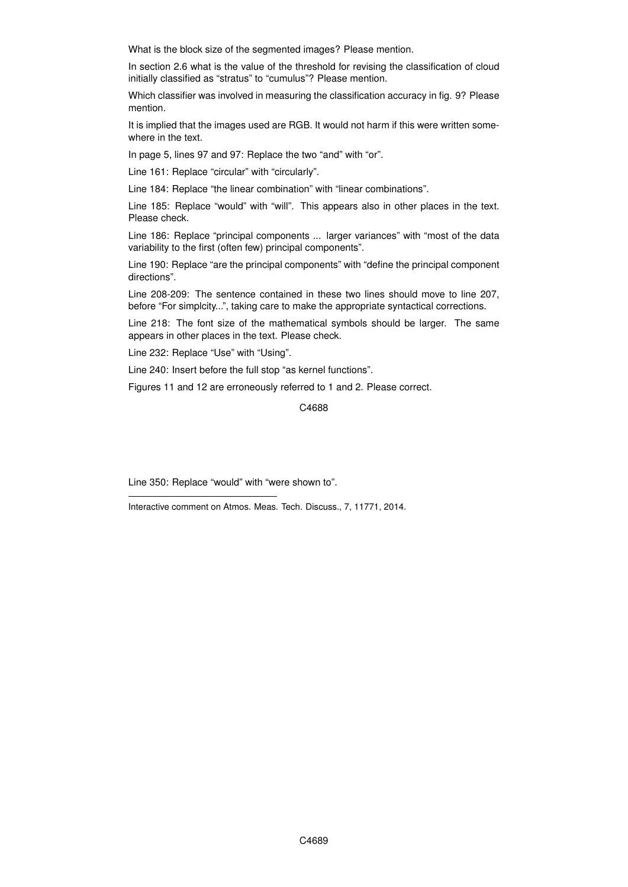What is the block size of the segmented images? Please mention.

In section 2.6 what is the value of the threshold for revising the classification of cloud initially classified as "stratus" to "cumulus"? Please mention.

Which classifier was involved in measuring the classification accuracy in fig. 9? Please mention.

It is implied that the images used are RGB. It would not harm if this were written somewhere in the text.

In page 5, lines 97 and 97: Replace the two "and" with "or".

Line 161: Replace "circular" with "circularly".

Line 184: Replace "the linear combination" with "linear combinations".

Line 185: Replace "would" with "will". This appears also in other places in the text. Please check.

Line 186: Replace "principal components ... larger variances" with "most of the data variability to the first (often few) principal components".

Line 190: Replace "are the principal components" with "define the principal component directions".

Line 208-209: The sentence contained in these two lines should move to line 207, before "For simplcity...", taking care to make the appropriate syntactical corrections.

Line 218: The font size of the mathematical symbols should be larger. The same appears in other places in the text. Please check.

Line 232: Replace "Use" with "Using".

Line 240: Insert before the full stop "as kernel functions".

Figures 11 and 12 are erroneously referred to 1 and 2. Please correct.

Line 350: Replace "would" with "were shown to".

---

Interactive comment on Atmos. Meas. Tech. Discuss., 7, 11771, 2014.